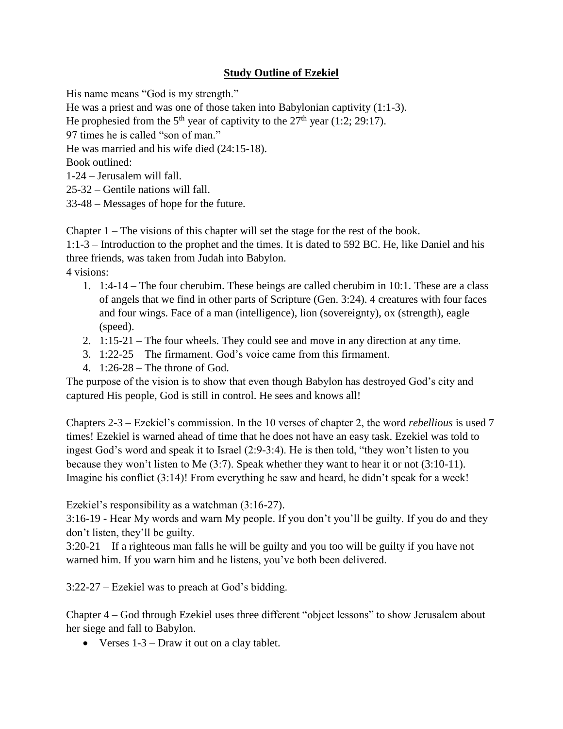# Study Outline of Ezekiel

His name means "God is my strength."
He was a priest and was one of those taken into Babylonian captivity (1:1-3).
He prophesied from the 5th year of captivity to the 27th year (1:2; 29:17).
97 times he is called "son of man."
He was married and his wife died (24:15-18).
Book outlined:
1-24 – Jerusalem will fall.
25-32 – Gentile nations will fall.
33-48 – Messages of hope for the future.

Chapter 1 – The visions of this chapter will set the stage for the rest of the book.
1:1-3 – Introduction to the prophet and the times. It is dated to 592 BC. He, like Daniel and his three friends, was taken from Judah into Babylon.
4 visions:

1. 1:4-14 – The four cherubim. These beings are called cherubim in 10:1. These are a class of angels that we find in other parts of Scripture (Gen. 3:24). 4 creatures with four faces and four wings. Face of a man (intelligence), lion (sovereignty), ox (strength), eagle (speed).
2. 1:15-21 – The four wheels. They could see and move in any direction at any time.
3. 1:22-25 – The firmament. God's voice came from this firmament.
4. 1:26-28 – The throne of God.

The purpose of the vision is to show that even though Babylon has destroyed God's city and captured His people, God is still in control. He sees and knows all!

Chapters 2-3 – Ezekiel's commission. In the 10 verses of chapter 2, the word *rebellious* is used 7 times! Ezekiel is warned ahead of time that he does not have an easy task. Ezekiel was told to ingest God's word and speak it to Israel (2:9-3:4). He is then told, "they won't listen to you because they won't listen to Me (3:7). Speak whether they want to hear it or not (3:10-11). Imagine his conflict (3:14)! From everything he saw and heard, he didn't speak for a week!

Ezekiel's responsibility as a watchman (3:16-27).
3:16-19 - Hear My words and warn My people. If you don't you'll be guilty. If you do and they don't listen, they'll be guilty.
3:20-21 – If a righteous man falls he will be guilty and you too will be guilty if you have not warned him. If you warn him and he listens, you've both been delivered.

3:22-27 – Ezekiel was to preach at God's bidding.

Chapter 4 – God through Ezekiel uses three different "object lessons" to show Jerusalem about her siege and fall to Babylon.

- Verses 1-3 – Draw it out on a clay tablet.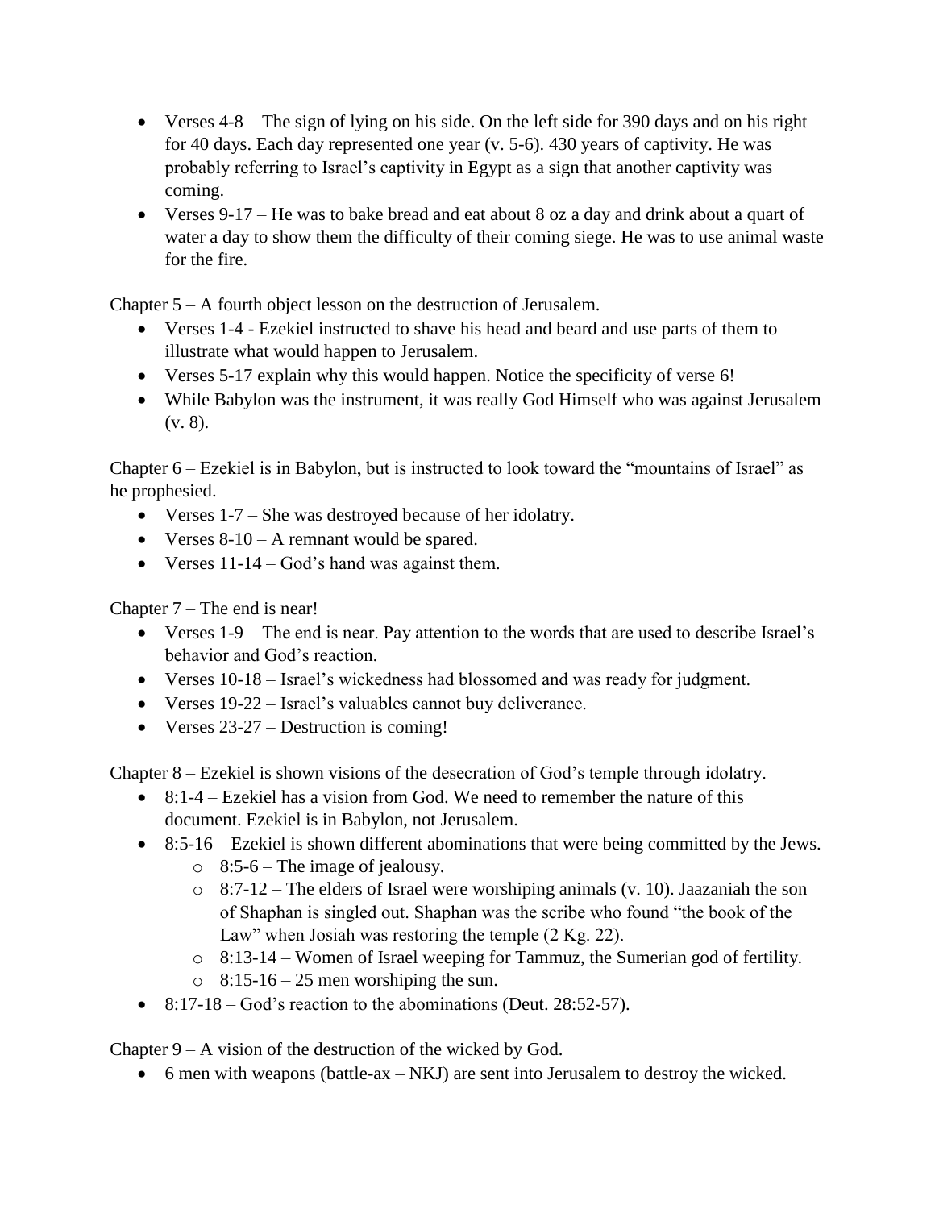- Verses 4-8 – The sign of lying on his side. On the left side for 390 days and on his right for 40 days. Each day represented one year (v. 5-6). 430 years of captivity. He was probably referring to Israel's captivity in Egypt as a sign that another captivity was coming.
- Verses 9-17 – He was to bake bread and eat about 8 oz a day and drink about a quart of water a day to show them the difficulty of their coming siege. He was to use animal waste for the fire.

Chapter 5 – A fourth object lesson on the destruction of Jerusalem.

- Verses 1-4 - Ezekiel instructed to shave his head and beard and use parts of them to illustrate what would happen to Jerusalem.
- Verses 5-17 explain why this would happen. Notice the specificity of verse 6!
- While Babylon was the instrument, it was really God Himself who was against Jerusalem (v. 8).

Chapter 6 – Ezekiel is in Babylon, but is instructed to look toward the "mountains of Israel" as he prophesied.

- Verses 1-7 – She was destroyed because of her idolatry.
- Verses 8-10 – A remnant would be spared.
- Verses 11-14 – God's hand was against them.

Chapter 7 – The end is near!

- Verses 1-9 – The end is near. Pay attention to the words that are used to describe Israel's behavior and God's reaction.
- Verses 10-18 – Israel's wickedness had blossomed and was ready for judgment.
- Verses 19-22 – Israel's valuables cannot buy deliverance.
- Verses 23-27 – Destruction is coming!

Chapter 8 – Ezekiel is shown visions of the desecration of God's temple through idolatry.

- 8:1-4 – Ezekiel has a vision from God. We need to remember the nature of this document. Ezekiel is in Babylon, not Jerusalem.
- 8:5-16 – Ezekiel is shown different abominations that were being committed by the Jews.
  - 8:5-6 – The image of jealousy.
  - 8:7-12 – The elders of Israel were worshiping animals (v. 10). Jaazaniah the son of Shaphan is singled out. Shaphan was the scribe who found "the book of the Law" when Josiah was restoring the temple (2 Kg. 22).
  - 8:13-14 – Women of Israel weeping for Tammuz, the Sumerian god of fertility.
  - 8:15-16 – 25 men worshiping the sun.
- 8:17-18 – God's reaction to the abominations (Deut. 28:52-57).

Chapter 9 – A vision of the destruction of the wicked by God.

- 6 men with weapons (battle-ax – NKJ) are sent into Jerusalem to destroy the wicked.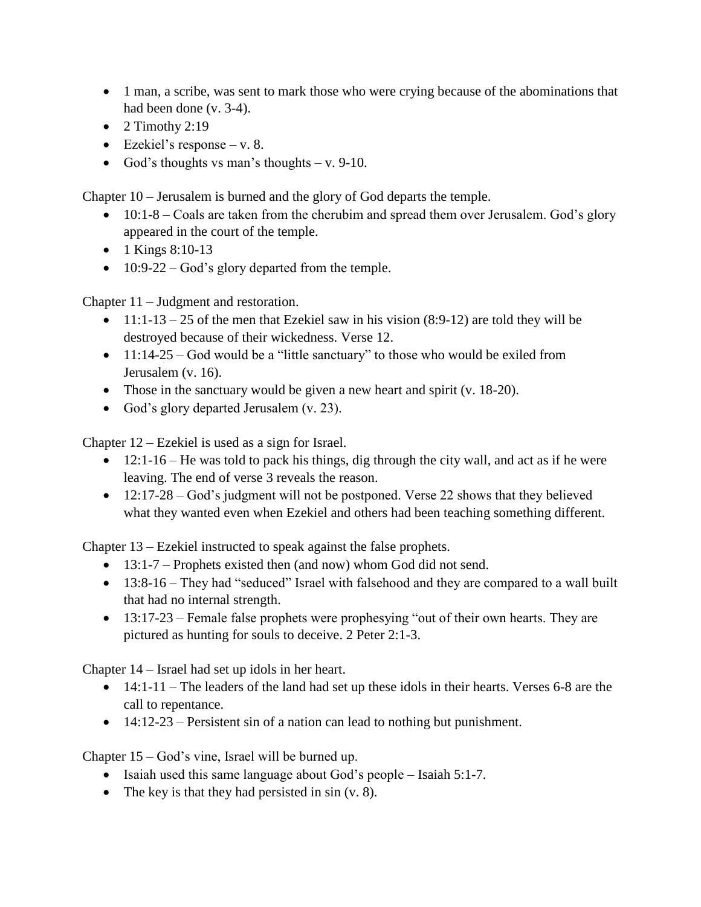- 1 man, a scribe, was sent to mark those who were crying because of the abominations that had been done (v. 3-4).
- 2 Timothy 2:19
- Ezekiel's response – v. 8.
- God's thoughts vs man's thoughts – v. 9-10.

Chapter 10 – Jerusalem is burned and the glory of God departs the temple.

- 10:1-8 – Coals are taken from the cherubim and spread them over Jerusalem. God's glory appeared in the court of the temple.
- 1 Kings 8:10-13
- 10:9-22 – God's glory departed from the temple.

Chapter 11 – Judgment and restoration.

- 11:1-13 – 25 of the men that Ezekiel saw in his vision (8:9-12) are told they will be destroyed because of their wickedness. Verse 12.
- 11:14-25 – God would be a "little sanctuary" to those who would be exiled from Jerusalem (v. 16).
- Those in the sanctuary would be given a new heart and spirit (v. 18-20).
- God's glory departed Jerusalem (v. 23).

Chapter 12 – Ezekiel is used as a sign for Israel.

- 12:1-16 – He was told to pack his things, dig through the city wall, and act as if he were leaving. The end of verse 3 reveals the reason.
- 12:17-28 – God's judgment will not be postponed. Verse 22 shows that they believed what they wanted even when Ezekiel and others had been teaching something different.

Chapter 13 – Ezekiel instructed to speak against the false prophets.

- 13:1-7 – Prophets existed then (and now) whom God did not send.
- 13:8-16 – They had "seduced" Israel with falsehood and they are compared to a wall built that had no internal strength.
- 13:17-23 – Female false prophets were prophesying "out of their own hearts. They are pictured as hunting for souls to deceive. 2 Peter 2:1-3.

Chapter 14 – Israel had set up idols in her heart.

- 14:1-11 – The leaders of the land had set up these idols in their hearts. Verses 6-8 are the call to repentance.
- 14:12-23 – Persistent sin of a nation can lead to nothing but punishment.

Chapter 15 – God's vine, Israel will be burned up.

- Isaiah used this same language about God's people – Isaiah 5:1-7.
- The key is that they had persisted in sin (v. 8).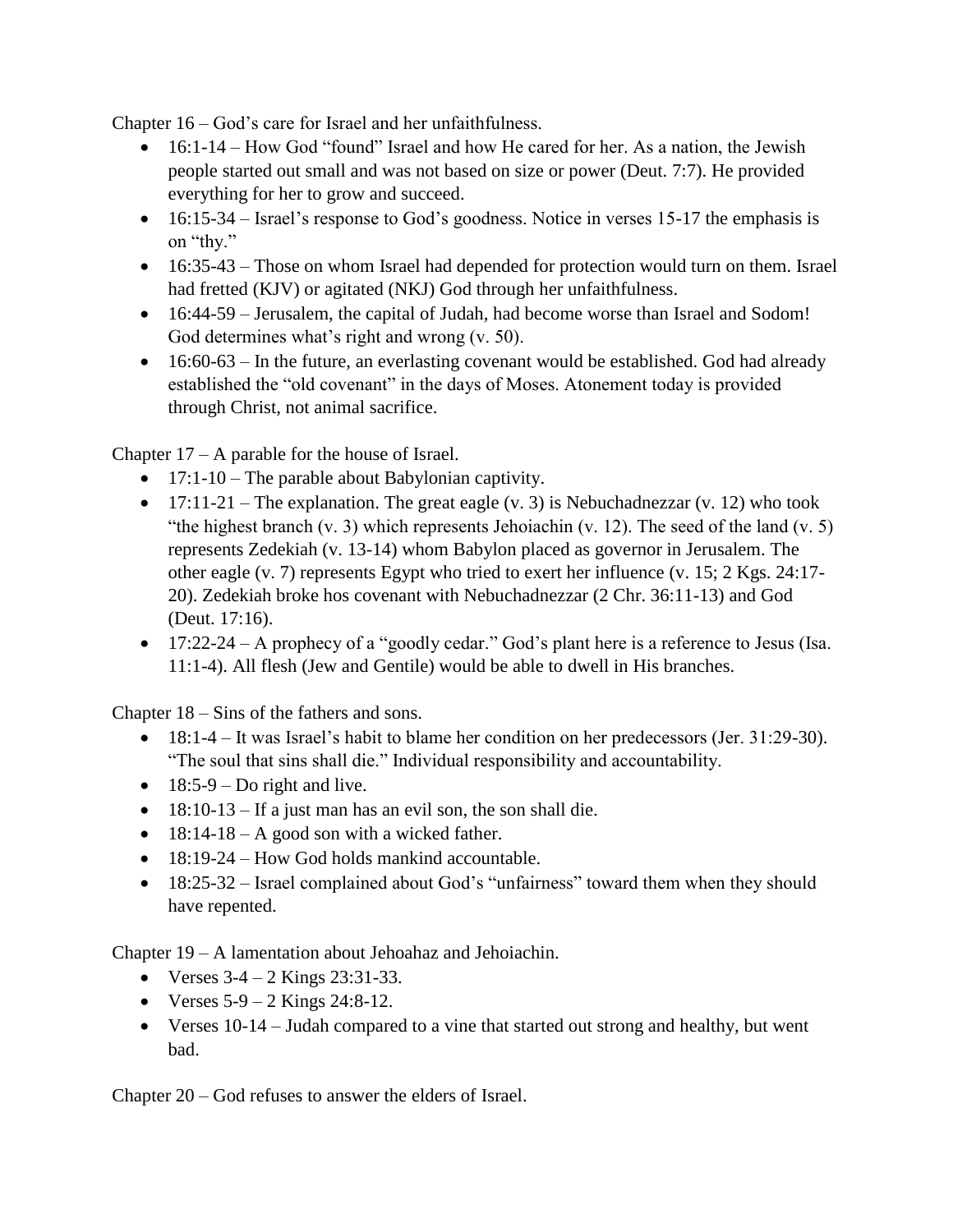Chapter 16 – God's care for Israel and her unfaithfulness.

- 16:1-14 – How God "found" Israel and how He cared for her. As a nation, the Jewish people started out small and was not based on size or power (Deut. 7:7). He provided everything for her to grow and succeed.
- 16:15-34 – Israel's response to God's goodness. Notice in verses 15-17 the emphasis is on "thy."
- 16:35-43 – Those on whom Israel had depended for protection would turn on them. Israel had fretted (KJV) or agitated (NKJ) God through her unfaithfulness.
- 16:44-59 – Jerusalem, the capital of Judah, had become worse than Israel and Sodom! God determines what's right and wrong (v. 50).
- 16:60-63 – In the future, an everlasting covenant would be established. God had already established the "old covenant" in the days of Moses. Atonement today is provided through Christ, not animal sacrifice.

Chapter 17 – A parable for the house of Israel.

- 17:1-10 – The parable about Babylonian captivity.
- 17:11-21 – The explanation. The great eagle (v. 3) is Nebuchadnezzar (v. 12) who took "the highest branch (v. 3) which represents Jehoiachin (v. 12). The seed of the land (v. 5) represents Zedekiah (v. 13-14) whom Babylon placed as governor in Jerusalem. The other eagle (v. 7) represents Egypt who tried to exert her influence (v. 15; 2 Kgs. 24:17-20). Zedekiah broke hos covenant with Nebuchadnezzar (2 Chr. 36:11-13) and God (Deut. 17:16).
- 17:22-24 – A prophecy of a "goodly cedar." God's plant here is a reference to Jesus (Isa. 11:1-4). All flesh (Jew and Gentile) would be able to dwell in His branches.

Chapter 18 – Sins of the fathers and sons.

- 18:1-4 – It was Israel's habit to blame her condition on her predecessors (Jer. 31:29-30). "The soul that sins shall die." Individual responsibility and accountability.
- 18:5-9 – Do right and live.
- 18:10-13 – If a just man has an evil son, the son shall die.
- 18:14-18 – A good son with a wicked father.
- 18:19-24 – How God holds mankind accountable.
- 18:25-32 – Israel complained about God's "unfairness" toward them when they should have repented.

Chapter 19 – A lamentation about Jehoahaz and Jehoiachin.

- Verses 3-4 – 2 Kings 23:31-33.
- Verses 5-9 – 2 Kings 24:8-12.
- Verses 10-14 – Judah compared to a vine that started out strong and healthy, but went bad.

Chapter 20 – God refuses to answer the elders of Israel.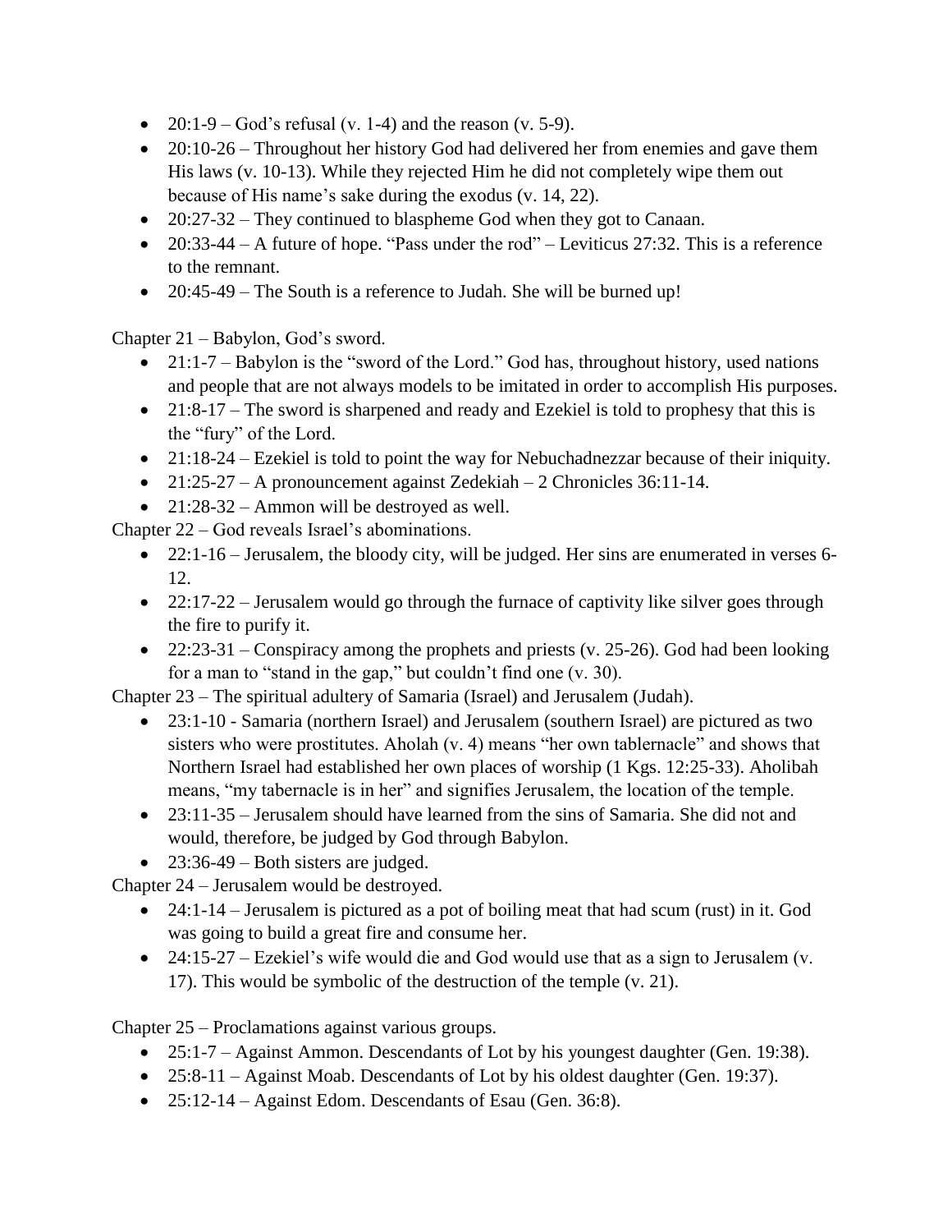- 20:1-9 – God's refusal (v. 1-4) and the reason (v. 5-9).
- 20:10-26 – Throughout her history God had delivered her from enemies and gave them His laws (v. 10-13). While they rejected Him he did not completely wipe them out because of His name's sake during the exodus (v. 14, 22).
- 20:27-32 – They continued to blaspheme God when they got to Canaan.
- 20:33-44 – A future of hope. "Pass under the rod" – Leviticus 27:32. This is a reference to the remnant.
- 20:45-49 – The South is a reference to Judah. She will be burned up!

Chapter 21 – Babylon, God's sword.

- 21:1-7 – Babylon is the "sword of the Lord." God has, throughout history, used nations and people that are not always models to be imitated in order to accomplish His purposes.
- 21:8-17 – The sword is sharpened and ready and Ezekiel is told to prophesy that this is the "fury" of the Lord.
- 21:18-24 – Ezekiel is told to point the way for Nebuchadnezzar because of their iniquity.
- 21:25-27 – A pronouncement against Zedekiah – 2 Chronicles 36:11-14.
- 21:28-32 – Ammon will be destroyed as well.

Chapter 22 – God reveals Israel's abominations.

- 22:1-16 – Jerusalem, the bloody city, will be judged. Her sins are enumerated in verses 6-12.
- 22:17-22 – Jerusalem would go through the furnace of captivity like silver goes through the fire to purify it.
- 22:23-31 – Conspiracy among the prophets and priests (v. 25-26). God had been looking for a man to "stand in the gap," but couldn't find one (v. 30).

Chapter 23 – The spiritual adultery of Samaria (Israel) and Jerusalem (Judah).

- 23:1-10 - Samaria (northern Israel) and Jerusalem (southern Israel) are pictured as two sisters who were prostitutes. Aholah (v. 4) means "her own tablernacle" and shows that Northern Israel had established her own places of worship (1 Kgs. 12:25-33). Aholibah means, "my tabernacle is in her" and signifies Jerusalem, the location of the temple.
- 23:11-35 – Jerusalem should have learned from the sins of Samaria. She did not and would, therefore, be judged by God through Babylon.
- 23:36-49 – Both sisters are judged.

Chapter 24 – Jerusalem would be destroyed.

- 24:1-14 – Jerusalem is pictured as a pot of boiling meat that had scum (rust) in it. God was going to build a great fire and consume her.
- 24:15-27 – Ezekiel's wife would die and God would use that as a sign to Jerusalem (v. 17). This would be symbolic of the destruction of the temple (v. 21).

Chapter 25 – Proclamations against various groups.

- 25:1-7 – Against Ammon. Descendants of Lot by his youngest daughter (Gen. 19:38).
- 25:8-11 – Against Moab. Descendants of Lot by his oldest daughter (Gen. 19:37).
- 25:12-14 – Against Edom. Descendants of Esau (Gen. 36:8).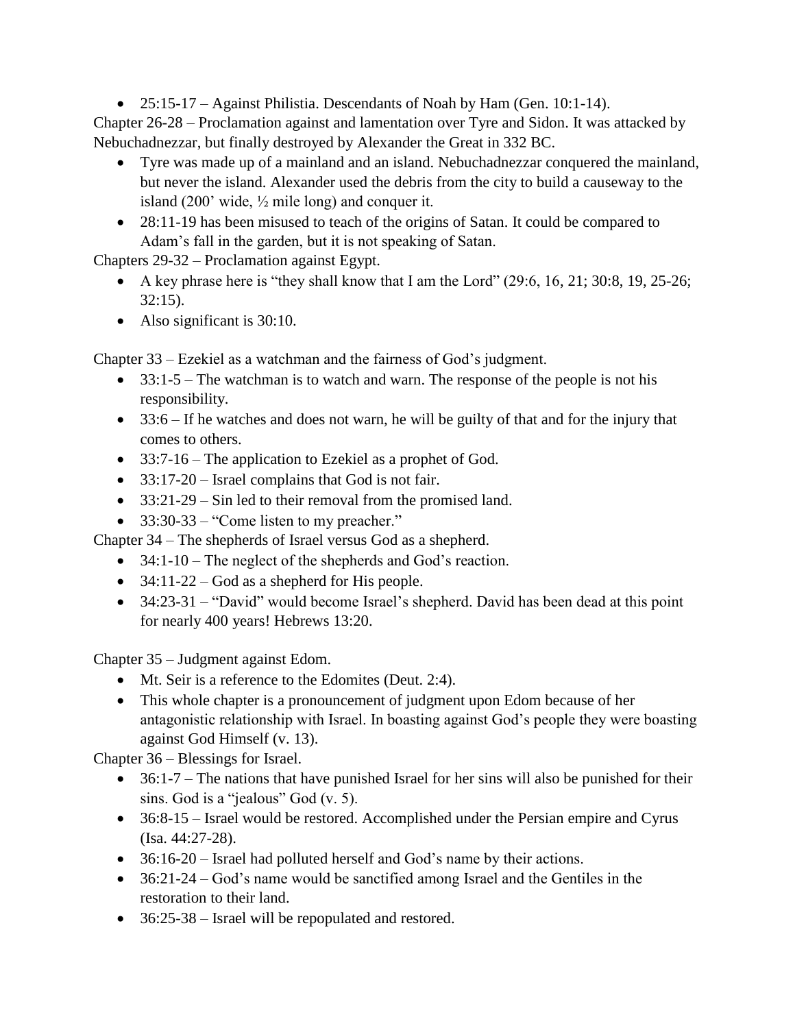- 25:15-17 – Against Philistia. Descendants of Noah by Ham (Gen. 10:1-14).

Chapter 26-28 – Proclamation against and lamentation over Tyre and Sidon. It was attacked by Nebuchadnezzar, but finally destroyed by Alexander the Great in 332 BC.

- Tyre was made up of a mainland and an island. Nebuchadnezzar conquered the mainland, but never the island. Alexander used the debris from the city to build a causeway to the island (200' wide, ½ mile long) and conquer it.
- 28:11-19 has been misused to teach of the origins of Satan. It could be compared to Adam's fall in the garden, but it is not speaking of Satan.

Chapters 29-32 – Proclamation against Egypt.

- A key phrase here is "they shall know that I am the Lord" (29:6, 16, 21; 30:8, 19, 25-26; 32:15).
- Also significant is 30:10.

Chapter 33 – Ezekiel as a watchman and the fairness of God's judgment.

- 33:1-5 – The watchman is to watch and warn. The response of the people is not his responsibility.
- 33:6 – If he watches and does not warn, he will be guilty of that and for the injury that comes to others.
- 33:7-16 – The application to Ezekiel as a prophet of God.
- 33:17-20 – Israel complains that God is not fair.
- 33:21-29 – Sin led to their removal from the promised land.
- 33:30-33 – "Come listen to my preacher."

Chapter 34 – The shepherds of Israel versus God as a shepherd.

- 34:1-10 – The neglect of the shepherds and God's reaction.
- 34:11-22 – God as a shepherd for His people.
- 34:23-31 – "David" would become Israel's shepherd. David has been dead at this point for nearly 400 years! Hebrews 13:20.

Chapter 35 – Judgment against Edom.

- Mt. Seir is a reference to the Edomites (Deut. 2:4).
- This whole chapter is a pronouncement of judgment upon Edom because of her antagonistic relationship with Israel. In boasting against God's people they were boasting against God Himself (v. 13).

Chapter 36 – Blessings for Israel.

- 36:1-7 – The nations that have punished Israel for her sins will also be punished for their sins. God is a "jealous" God (v. 5).
- 36:8-15 – Israel would be restored. Accomplished under the Persian empire and Cyrus (Isa. 44:27-28).
- 36:16-20 – Israel had polluted herself and God's name by their actions.
- 36:21-24 – God's name would be sanctified among Israel and the Gentiles in the restoration to their land.
- 36:25-38 – Israel will be repopulated and restored.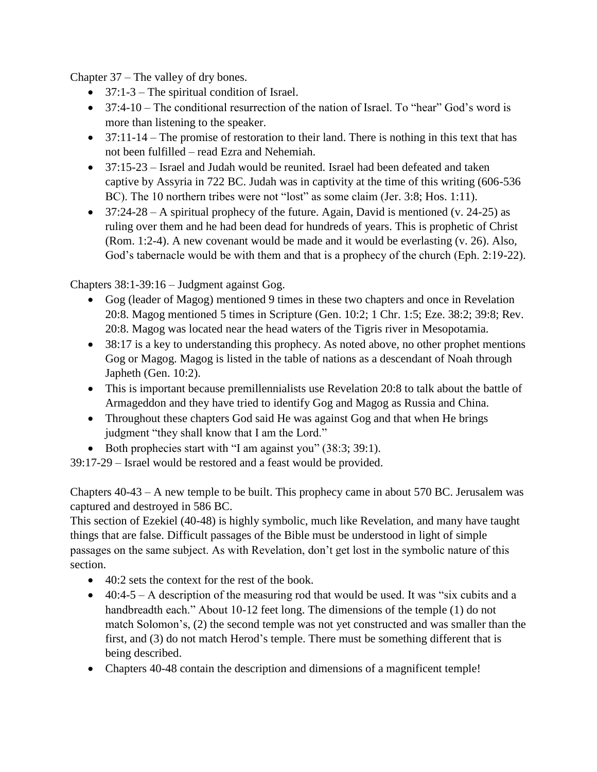Chapter 37 – The valley of dry bones.

- 37:1-3 – The spiritual condition of Israel.
- 37:4-10 – The conditional resurrection of the nation of Israel. To "hear" God's word is more than listening to the speaker.
- 37:11-14 – The promise of restoration to their land. There is nothing in this text that has not been fulfilled – read Ezra and Nehemiah.
- 37:15-23 – Israel and Judah would be reunited. Israel had been defeated and taken captive by Assyria in 722 BC. Judah was in captivity at the time of this writing (606-536 BC). The 10 northern tribes were not "lost" as some claim (Jer. 3:8; Hos. 1:11).
- 37:24-28 – A spiritual prophecy of the future. Again, David is mentioned (v. 24-25) as ruling over them and he had been dead for hundreds of years. This is prophetic of Christ (Rom. 1:2-4). A new covenant would be made and it would be everlasting (v. 26). Also, God's tabernacle would be with them and that is a prophecy of the church (Eph. 2:19-22).

Chapters 38:1-39:16 – Judgment against Gog.

- Gog (leader of Magog) mentioned 9 times in these two chapters and once in Revelation 20:8. Magog mentioned 5 times in Scripture (Gen. 10:2; 1 Chr. 1:5; Eze. 38:2; 39:8; Rev. 20:8. Magog was located near the head waters of the Tigris river in Mesopotamia.
- 38:17 is a key to understanding this prophecy. As noted above, no other prophet mentions Gog or Magog. Magog is listed in the table of nations as a descendant of Noah through Japheth (Gen. 10:2).
- This is important because premillennialists use Revelation 20:8 to talk about the battle of Armageddon and they have tried to identify Gog and Magog as Russia and China.
- Throughout these chapters God said He was against Gog and that when He brings judgment "they shall know that I am the Lord."
- Both prophecies start with "I am against you" (38:3; 39:1).

39:17-29 – Israel would be restored and a feast would be provided.

Chapters 40-43 – A new temple to be built. This prophecy came in about 570 BC. Jerusalem was captured and destroyed in 586 BC.

This section of Ezekiel (40-48) is highly symbolic, much like Revelation, and many have taught things that are false. Difficult passages of the Bible must be understood in light of simple passages on the same subject. As with Revelation, don't get lost in the symbolic nature of this section.

- 40:2 sets the context for the rest of the book.
- 40:4-5 – A description of the measuring rod that would be used. It was "six cubits and a handbreadth each." About 10-12 feet long. The dimensions of the temple (1) do not match Solomon's, (2) the second temple was not yet constructed and was smaller than the first, and (3) do not match Herod's temple. There must be something different that is being described.
- Chapters 40-48 contain the description and dimensions of a magnificent temple!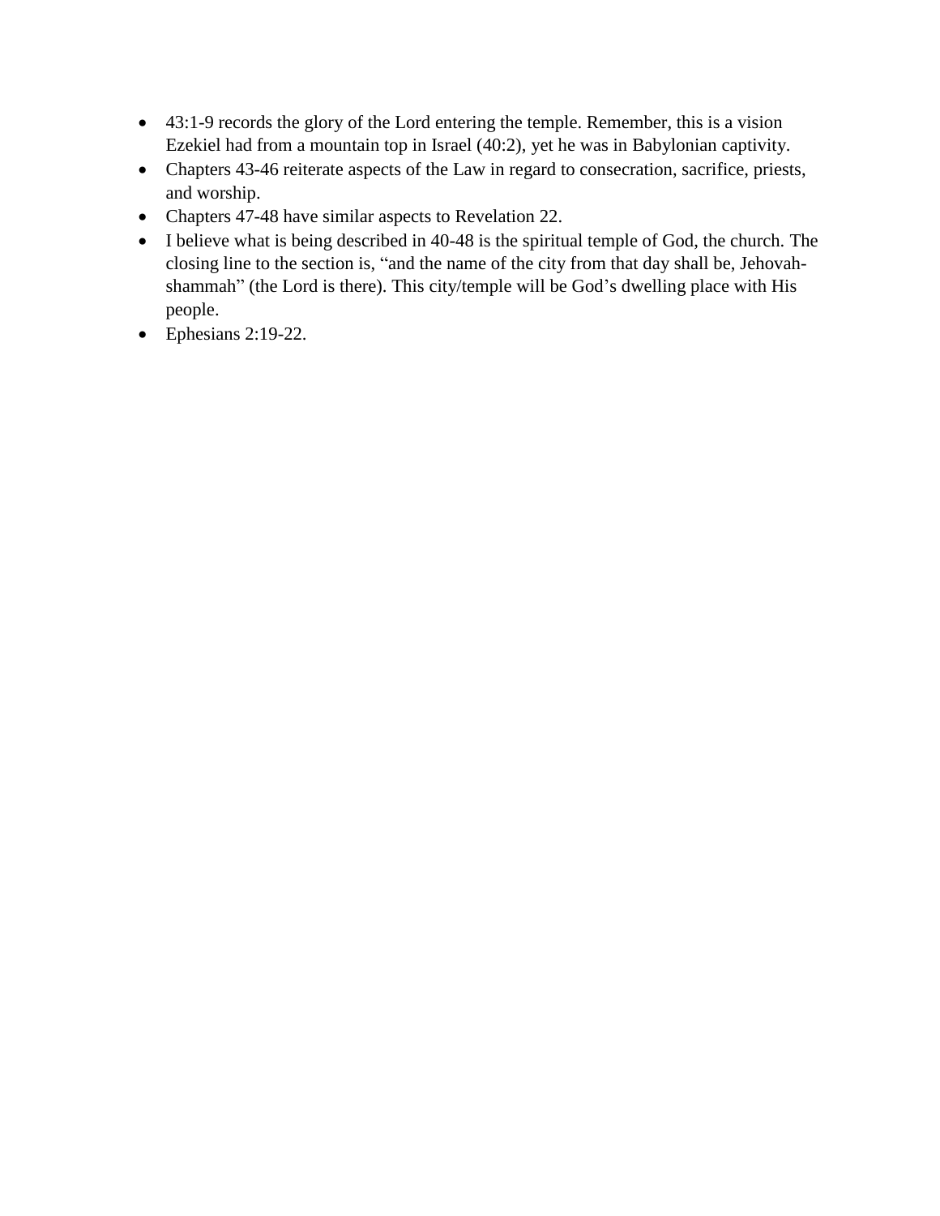- 43:1-9 records the glory of the Lord entering the temple. Remember, this is a vision Ezekiel had from a mountain top in Israel (40:2), yet he was in Babylonian captivity.
- Chapters 43-46 reiterate aspects of the Law in regard to consecration, sacrifice, priests, and worship.
- Chapters 47-48 have similar aspects to Revelation 22.
- I believe what is being described in 40-48 is the spiritual temple of God, the church. The closing line to the section is, "and the name of the city from that day shall be, Jehovah-shammah" (the Lord is there). This city/temple will be God's dwelling place with His people.
- Ephesians 2:19-22.